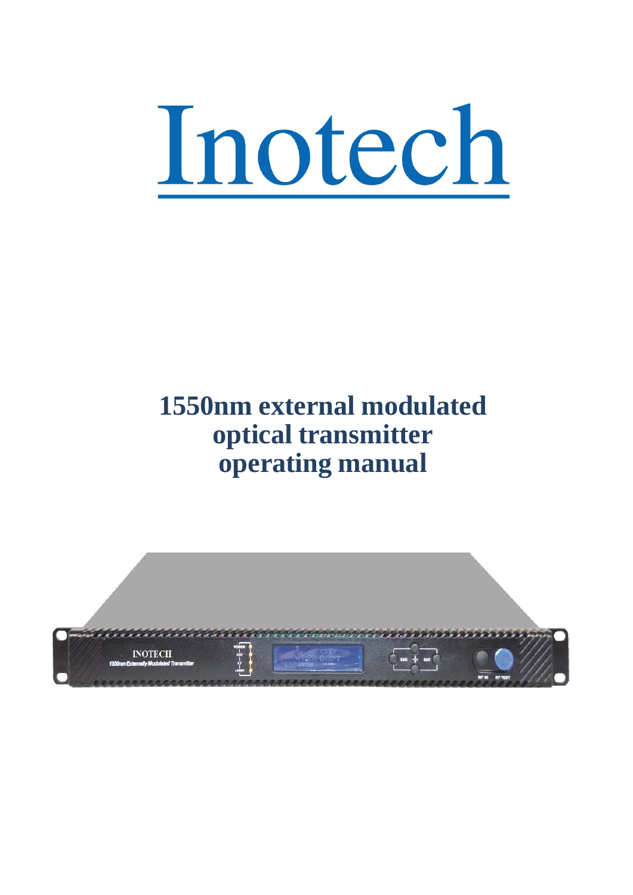# Inotech

# 1550nm external modulated optical transmitter operating manual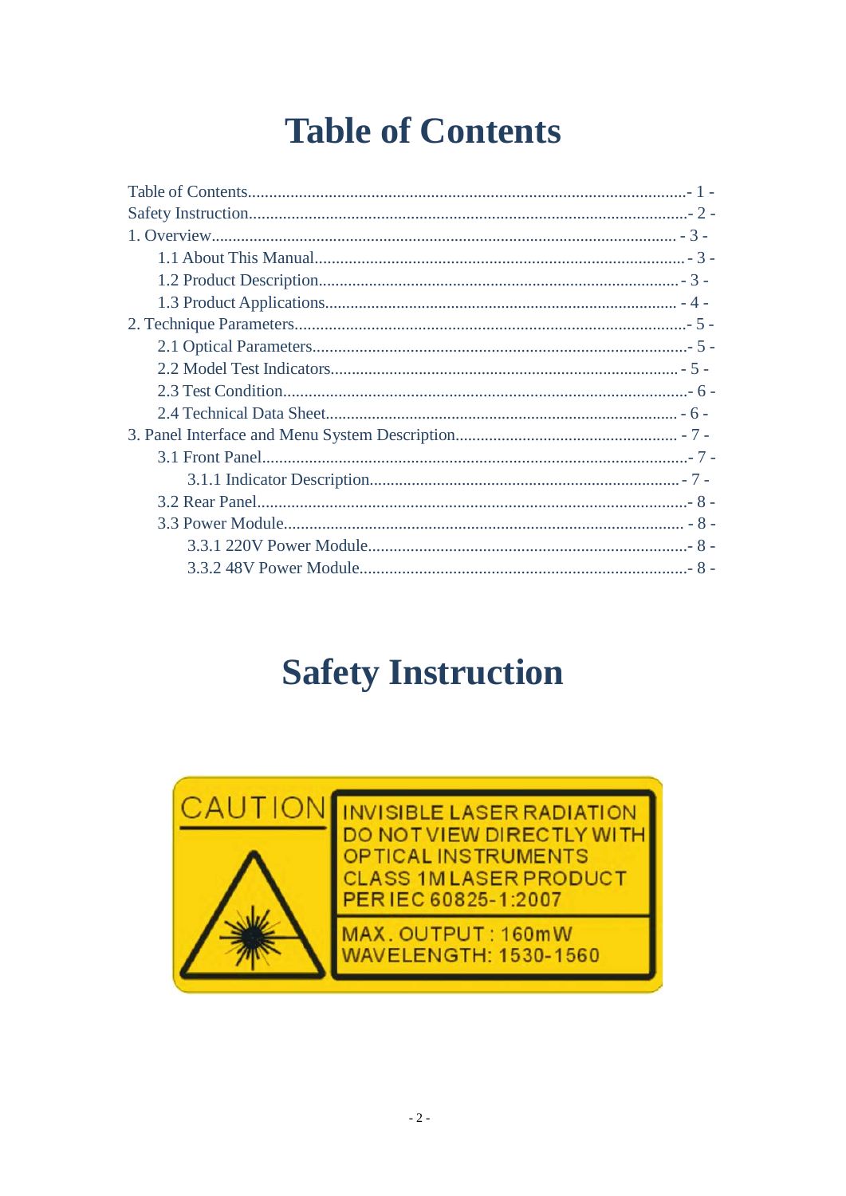# Table of Contents

Table of Contents.....................................................................................................- 1 -
Safety Instruction....................................................................................................- 2 -
1. Overview.............................................................................................................. - 3 -
  1.1 About This Manual............................................................................................ - 3 -
  1.2 Product Description......................................................................................... - 3 -
  1.3 Product Applications........................................................................................ - 4 -
2. Technique Parameters.........................................................................................- 5 -
  2.1 Optical Parameters...........................................................................................- 5 -
  2.2 Model Test Indicators...................................................................................... - 5 -
  2.3 Test Condition..................................................................................................- 6 -
  2.4 Technical Data Sheet....................................................................................... - 6 -
3. Panel Interface and Menu System Description..................................................... - 7 -
  3.1 Front Panel.......................................................................................................- 7 -
    3.1.1 Indicator Description.................................................................................. - 7 -
  3.2 Rear Panel........................................................................................................- 8 -
  3.3 Power Module.................................................................................................. - 8 -
    3.3.1 220V Power Module....................................................................................- 8 -
    3.3.2 48V Power Module......................................................................................- 8 -

# Safety Instruction

CAUTION

INVISIBLE LASER RADIATION
DO NOT VIEW DIRECTLY WITH
OPTICAL INSTRUMENTS
CLASS 1M LASER PRODUCT
PER IEC 60825-1:2007

MAX. OUTPUT : 160mW
WAVELENGTH: 1530-1560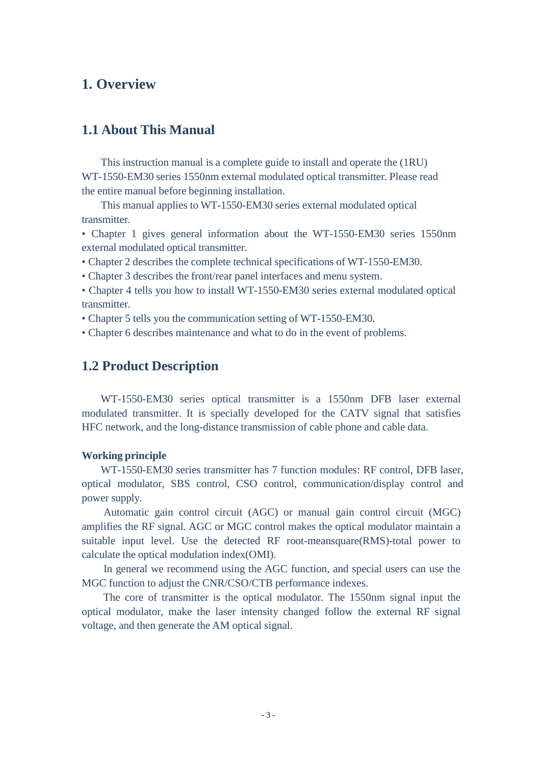# 1. Overview

## 1.1 About This Manual

This instruction manual is a complete guide to install and operate the (1RU) WT-1550-EM30 series 1550nm external modulated optical transmitter. Please read the entire manual before beginning installation.

This manual applies to WT-1550-EM30 series external modulated optical transmitter.

• Chapter 1 gives general information about the WT-1550-EM30 series 1550nm external modulated optical transmitter.

• Chapter 2 describes the complete technical specifications of WT-1550-EM30.

• Chapter 3 describes the front/rear panel interfaces and menu system.

• Chapter 4 tells you how to install WT-1550-EM30 series external modulated optical transmitter.

• Chapter 5 tells you the communication setting of WT-1550-EM30.

• Chapter 6 describes maintenance and what to do in the event of problems.

## 1.2 Product Description

WT-1550-EM30 series optical transmitter is a 1550nm DFB laser external modulated transmitter. It is specially developed for the CATV signal that satisfies HFC network, and the long-distance transmission of cable phone and cable data.

**Working principle**

WT-1550-EM30 series transmitter has 7 function modules: RF control, DFB laser, optical modulator, SBS control, CSO control, communication/display control and power supply.

Automatic gain control circuit (AGC) or manual gain control circuit (MGC) amplifies the RF signal. AGC or MGC control makes the optical modulator maintain a suitable input level. Use the detected RF root-meansquare(RMS)-total power to calculate the optical modulation index(OMI).

In general we recommend using the AGC function, and special users can use the MGC function to adjust the CNR/CSO/CTB performance indexes.

The core of transmitter is the optical modulator. The 1550nm signal input the optical modulator, make the laser intensity changed follow the external RF signal voltage, and then generate the AM optical signal.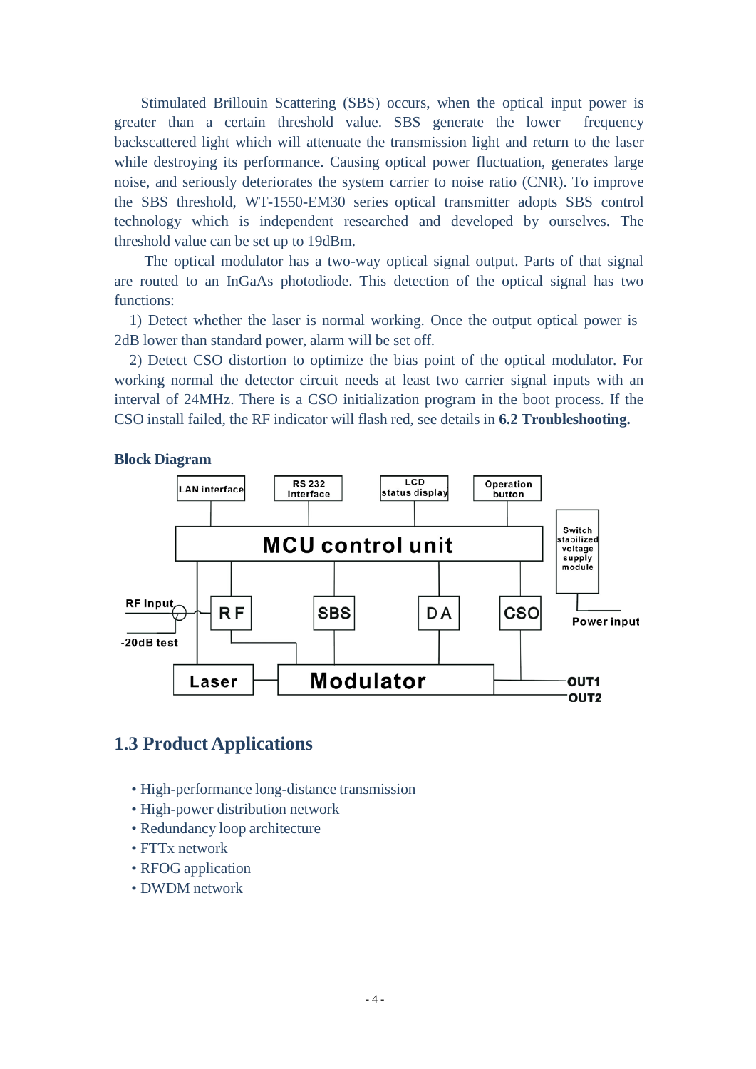Stimulated Brillouin Scattering (SBS) occurs, when the optical input power is greater than a certain threshold value. SBS generate the lower frequency backscattered light which will attenuate the transmission light and return to the laser while destroying its performance. Causing optical power fluctuation, generates large noise, and seriously deteriorates the system carrier to noise ratio (CNR). To improve the SBS threshold, WT-1550-EM30 series optical transmitter adopts SBS control technology which is independent researched and developed by ourselves. The threshold value can be set up to 19dBm.

The optical modulator has a two-way optical signal output. Parts of that signal are routed to an InGaAs photodiode. This detection of the optical signal has two functions:

1) Detect whether the laser is normal working. Once the output optical power is 2dB lower than standard power, alarm will be set off.

2) Detect CSO distortion to optimize the bias point of the optical modulator. For working normal the detector circuit needs at least two carrier signal inputs with an interval of 24MHz. There is a CSO initialization program in the boot process. If the CSO install failed, the RF indicator will flash red, see details in **6.2 Troubleshooting.**

**Block Diagram**

LAN interface | RS 232 interface | LCD status display | Operation button | Switch stabilized voltage supply module

MCU control unit

RF input | -20dB test | RF | SBS | DA | CSO | Power input

Laser | Modulator | OUT1 | OUT2

## 1.3 Product Applications

- High-performance long-distance transmission
- High-power distribution network
- Redundancy loop architecture
- FTTx network
- RFOG application
- DWDM network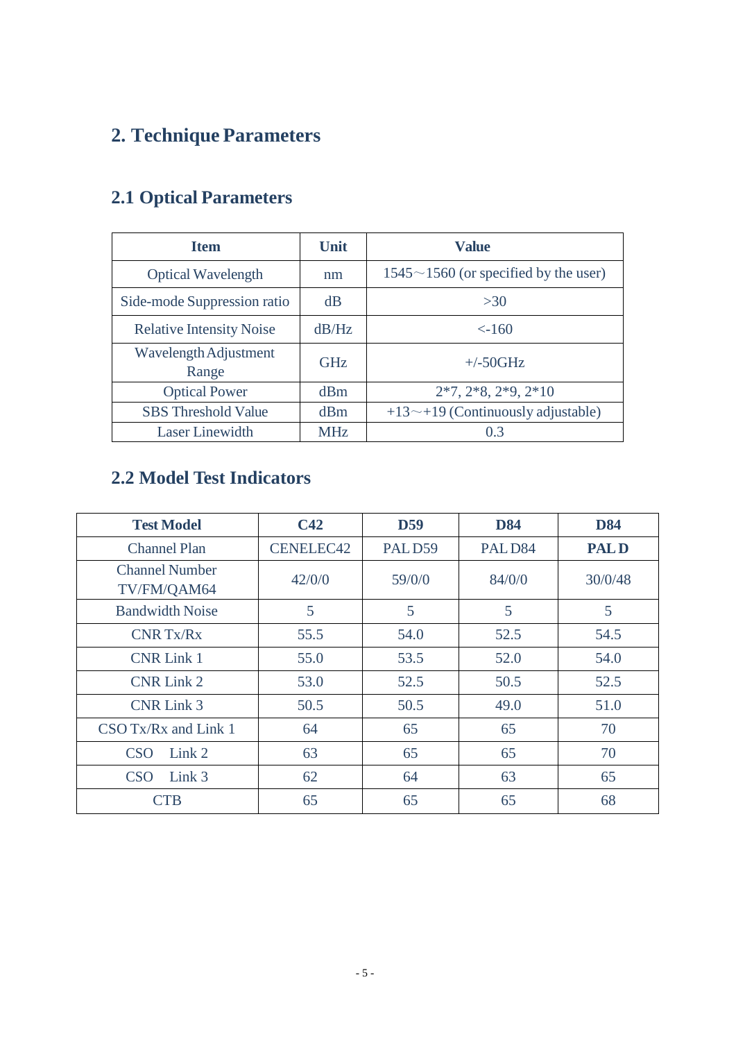# 2. Technique Parameters

## 2.1 Optical Parameters

| Item | Unit | Value |
|---|---|---|
| Optical Wavelength | nm | 1545～1560 (or specified by the user) |
| Side-mode Suppression ratio | dB | >30 |
| Relative Intensity Noise | dB/Hz | <-160 |
| Wavelength Adjustment Range | GHz | +/-50GHz |
| Optical Power | dBm | 2*7, 2*8, 2*9, 2*10 |
| SBS Threshold Value | dBm | +13～+19 (Continuously adjustable) |
| Laser Linewidth | MHz | 0.3 |

## 2.2 Model Test Indicators

| Test Model | C42 | D59 | D84 | D84 |
|---|---|---|---|---|
| Channel Plan | CENELEC42 | PAL D59 | PAL D84 | **PAL D** |
| Channel Number TV/FM/QAM64 | 42/0/0 | 59/0/0 | 84/0/0 | 30/0/48 |
| Bandwidth Noise | 5 | 5 | 5 | 5 |
| CNR Tx/Rx | 55.5 | 54.0 | 52.5 | 54.5 |
| CNR Link 1 | 55.0 | 53.5 | 52.0 | 54.0 |
| CNR Link 2 | 53.0 | 52.5 | 50.5 | 52.5 |
| CNR Link 3 | 50.5 | 50.5 | 49.0 | 51.0 |
| CSO Tx/Rx and Link 1 | 64 | 65 | 65 | 70 |
| CSO Link 2 | 63 | 65 | 65 | 70 |
| CSO Link 3 | 62 | 64 | 63 | 65 |
| CTB | 65 | 65 | 65 | 68 |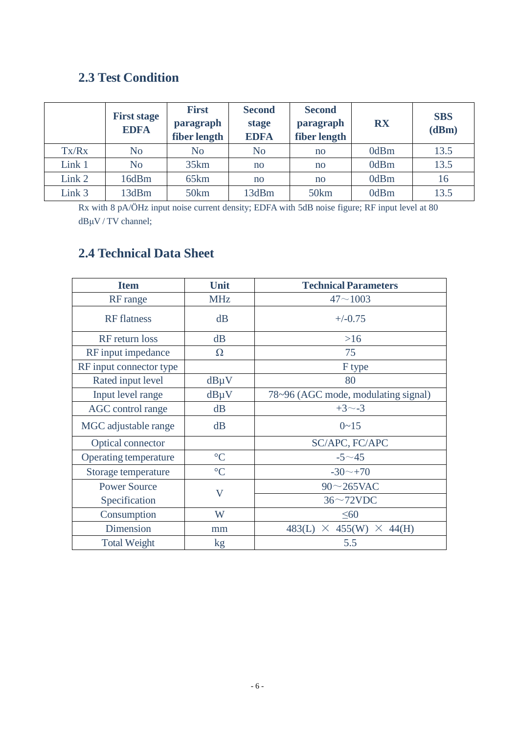## 2.3 Test Condition

| | First stage EDFA | First paragraph fiber length | Second stage EDFA | Second paragraph fiber length | RX | SBS (dBm) |
|---|---|---|---|---|---|---|
| Tx/Rx | No | No | No | no | 0dBm | 13.5 |
| Link 1 | No | 35km | no | no | 0dBm | 13.5 |
| Link 2 | 16dBm | 65km | no | no | 0dBm | 16 |
| Link 3 | 13dBm | 50km | 13dBm | 50km | 0dBm | 13.5 |

Rx with 8 pA/ÖHz input noise current density; EDFA with 5dB noise figure; RF input level at 80 dBμV / TV channel;

## 2.4 Technical Data Sheet

| Item | Unit | Technical Parameters |
|---|---|---|
| RF range | MHz | 47～1003 |
| RF flatness | dB | +/-0.75 |
| RF return loss | dB | >16 |
| RF input impedance | Ω | 75 |
| RF input connector type | | F type |
| Rated input level | dBμV | 80 |
| Input level range | dBμV | 78~96 (AGC mode, modulating signal) |
| AGC control range | dB | +3～-3 |
| MGC adjustable range | dB | 0~15 |
| Optical connector | | SC/APC, FC/APC |
| Operating temperature | °C | -5～45 |
| Storage temperature | °C | -30～+70 |
| Power Source Specification | V | 90～265VAC |
| | | 36～72VDC |
| Consumption | W | ≤60 |
| Dimension | mm | 483(L) × 455(W) × 44(H) |
| Total Weight | kg | 5.5 |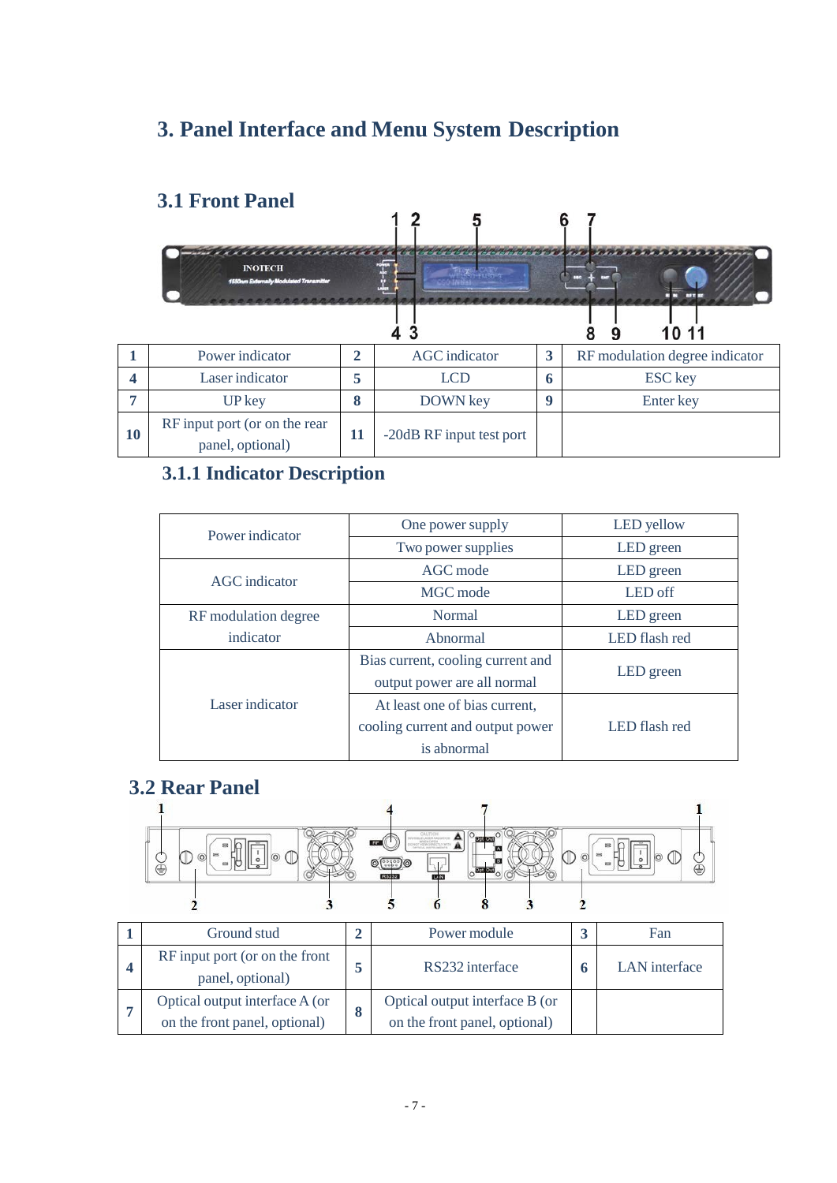# 3. Panel Interface and Menu System Description

## 3.1 Front Panel

| 1 | Power indicator | 2 | AGC indicator | 3 | RF modulation degree indicator |
|---|---|---|---|---|---|
| 4 | Laser indicator | 5 | LCD | 6 | ESC key |
| 7 | UP key | 8 | DOWN key | 9 | Enter key |
| 10 | RF input port (or on the rear panel, optional) | 11 | -20dB RF input test port | | |

### 3.1.1 Indicator Description

| | | |
|---|---|---|
| Power indicator | One power supply | LED yellow |
| | Two power supplies | LED green |
| AGC indicator | AGC mode | LED green |
| | MGC mode | LED off |
| RF modulation degree indicator | Normal | LED green |
| | Abnormal | LED flash red |
| Laser indicator | Bias current, cooling current and output power are all normal | LED green |
| | At least one of bias current, cooling current and output power is abnormal | LED flash red |

## 3.2 Rear Panel

| 1 | Ground stud | 2 | Power module | 3 | Fan |
|---|---|---|---|---|---|
| 4 | RF input port (or on the front panel, optional) | 5 | RS232 interface | 6 | LAN interface |
| 7 | Optical output interface A (or on the front panel, optional) | 8 | Optical output interface B (or on the front panel, optional) | | |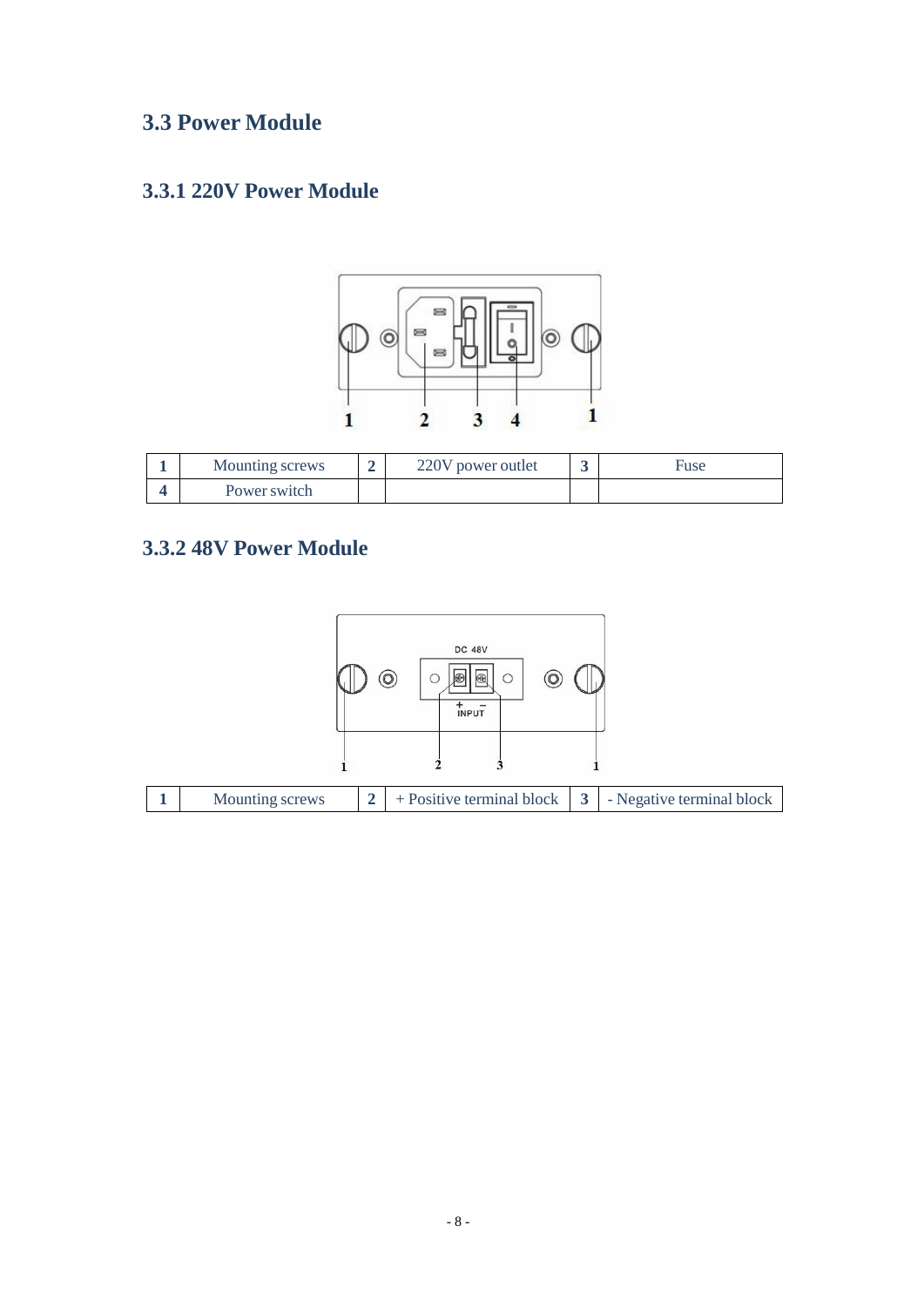## 3.3 Power Module

### 3.3.1 220V Power Module

| | | | | | |
|---|---|---|---|---|---|
| **1** | Mounting screws | **2** | 220V power outlet | **3** | Fuse |
| **4** | Power switch | | | | |

### 3.3.2 48V Power Module

| | | | | | |
|---|---|---|---|---|---|
| **1** | Mounting screws | **2** | + Positive terminal block | **3** | - Negative terminal block |